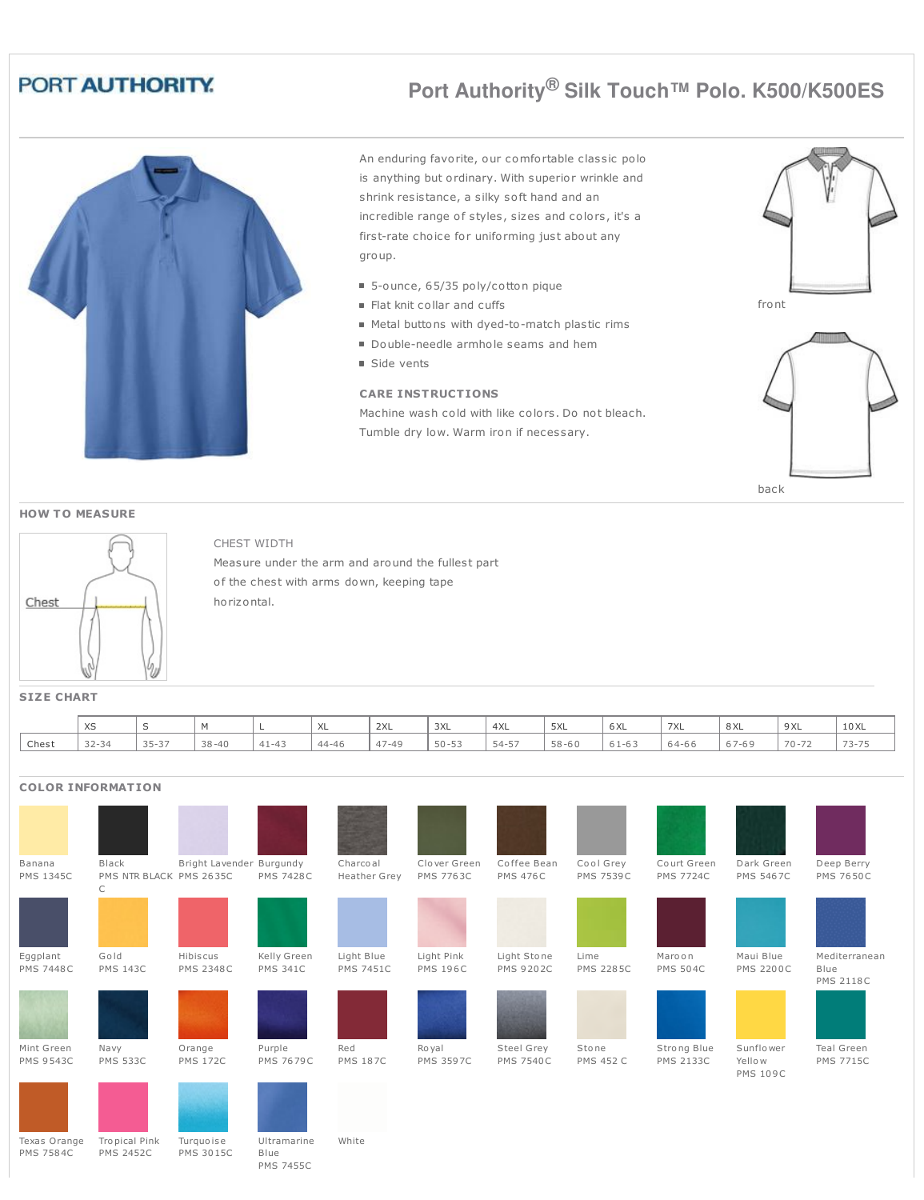PORT AUTHORITY

# Port Authority® Silk Touch™ Polo. K500/K500ES

An enduring favorite, our comfortable classic polo is anything but ordinary. With superior wrinkle and shrink resistance, a silky soft hand and an incredible range of styles, sizes and colors, it's a first-rate choice for uniforming just about any group.

- 5-ounce, 65/35 poly/cotton pique
- Flat knit collar and cuffs
- Metal buttons with dyed-to-match plastic rims
- Double-needle armhole seams and hem
- Side vents

**CARE INSTRUCTIONS**

Machine wash cold with like colors. Do not bleach. Tumble dry low. Warm iron if necessary.

front

back

## HOW TO MEASURE

Chest

CHEST WIDTH

Measure under the arm and around the fullest part of the chest with arms down, keeping tape horizontal.

## SIZE CHART

| | XS | S | M | L | XL | 2XL | 3XL | 4XL | 5XL | 6XL | 7XL | 8XL | 9XL | 10XL |
|---|---|---|---|---|---|---|---|---|---|---|---|---|---|---|
| Chest | 32-34 | 35-37 | 38-40 | 41-43 | 44-46 | 47-49 | 50-53 | 54-57 | 58-60 | 61-63 | 64-66 | 67-69 | 70-72 | 73-75 |

## COLOR INFORMATION

- Banana PMS 1345C
- Black PMS NTR BLACK C
- Bright Lavender PMS 2635C
- Burgundy PMS 7428C
- Charcoal Heather Grey
- Clover Green PMS 7763C
- Coffee Bean PMS 476C
- Cool Grey PMS 7539C
- Court Green PMS 7724C
- Dark Green PMS 5467C
- Deep Berry PMS 7650C
- Eggplant PMS 7448C
- Gold PMS 143C
- Hibiscus PMS 2348C
- Kelly Green PMS 341C
- Light Blue PMS 7451C
- Light Pink PMS 196C
- Light Stone PMS 9202C
- Lime PMS 2285C
- Maroon PMS 504C
- Maui Blue PMS 2200C
- Mediterranean Blue PMS 2118C
- Mint Green PMS 9543C
- Navy PMS 533C
- Orange PMS 172C
- Purple PMS 7679C
- Red PMS 187C
- Royal PMS 3597C
- Steel Grey PMS 7540C
- Stone PMS 452 C
- Strong Blue PMS 2133C
- Sunflower Yellow PMS 109C
- Teal Green PMS 7715C
- Texas Orange PMS 7584C
- Tropical Pink PMS 2452C
- Turquoise PMS 3015C
- Ultramarine Blue PMS 7455C
- White